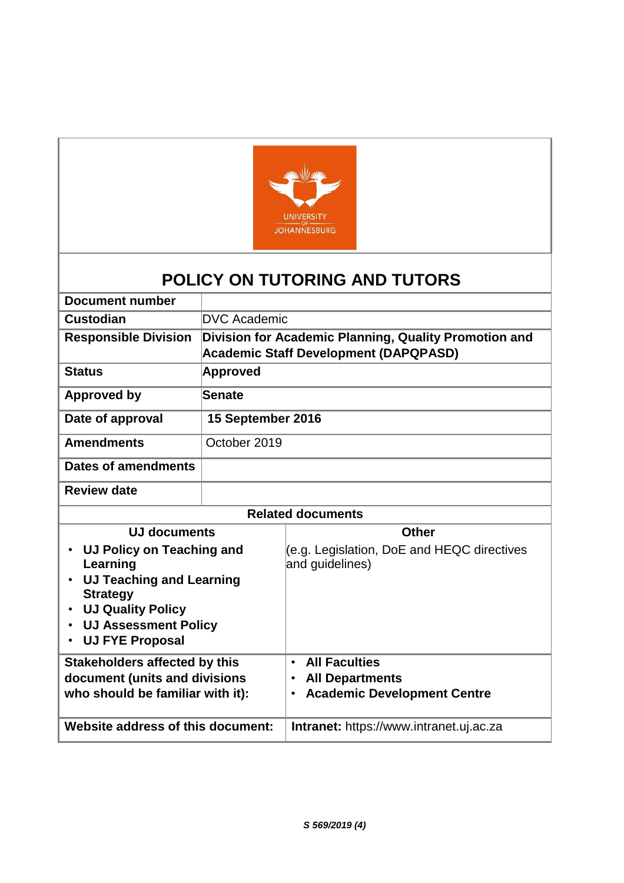# POLICY ON TUTORING AND TUTORS

| Document number | |
|---|---|
| **Custodian** | DVC Academic |
| **Responsible Division** | **Division for Academic Planning, Quality Promotion and Academic Staff Development (DAPQPASD)** |
| **Status** | **Approved** |
| **Approved by** | **Senate** |
| **Date of approval** | **15 September 2016** |
| **Amendments** | October 2019 |
| **Dates of amendments** | |
| **Review date** | |

**Related documents**

| UJ documents | Other |
|---|---|
| • **UJ Policy on Teaching and Learning**<br>• **UJ Teaching and Learning Strategy**<br>• **UJ Quality Policy**<br>• **UJ Assessment Policy**<br>• **UJ FYE Proposal** | (e.g. Legislation, DoE and HEQC directives and guidelines) |
| **Stakeholders affected by this document (units and divisions who should be familiar with it):** | • **All Faculties**<br>• **All Departments**<br>• **Academic Development Centre** |
| **Website address of this document:** | **Intranet:** https://www.intranet.uj.ac.za |

***S 569/2019 (4)***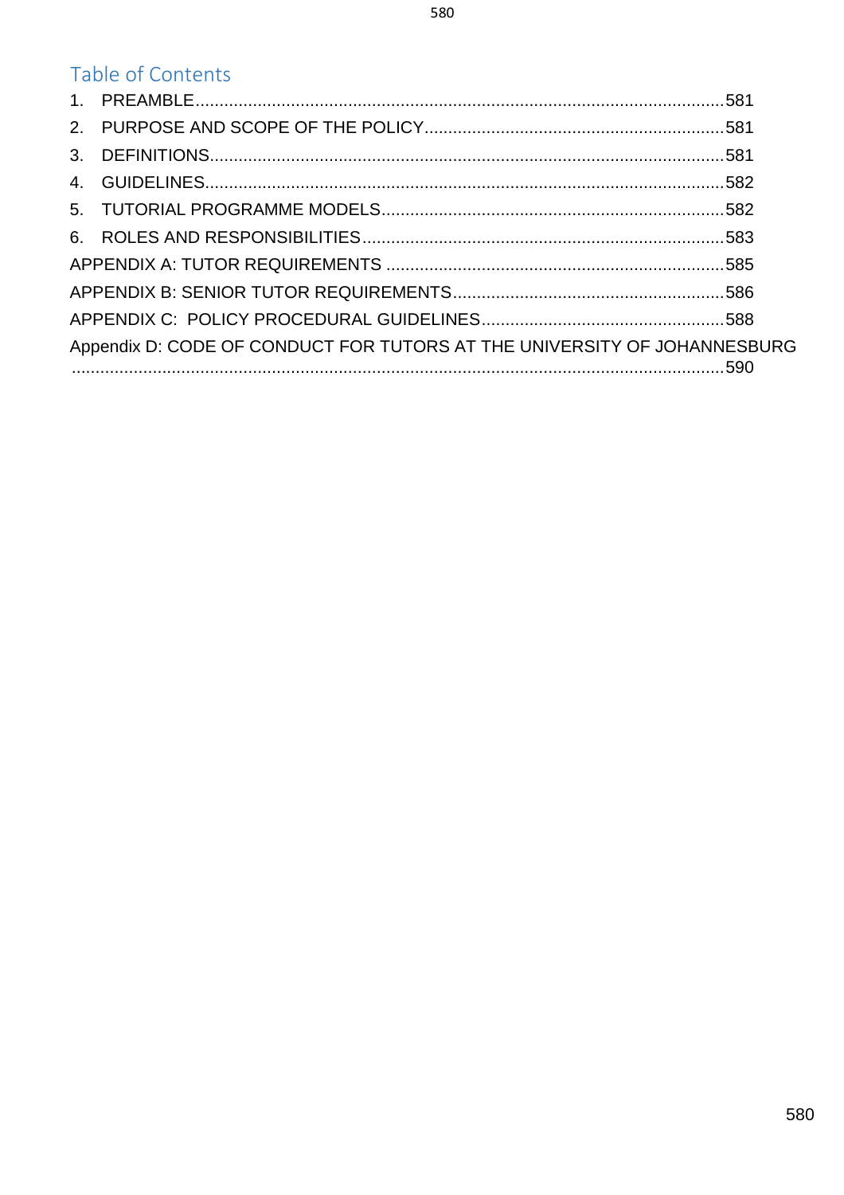## Table of Contents

1. PREAMBLE ........................................................................................................ 581
2. PURPOSE AND SCOPE OF THE POLICY ............................................................ 581
3. DEFINITIONS ..................................................................................................... 581
4. GUIDELINES ...................................................................................................... 582
5. TUTORIAL PROGRAMME MODELS ................................................................... 582
6. ROLES AND RESPONSIBILITIES ....................................................................... 583

APPENDIX A: TUTOR REQUIREMENTS ................................................................. 585

APPENDIX B: SENIOR TUTOR REQUIREMENTS .................................................... 586

APPENDIX C: POLICY PROCEDURAL GUIDELINES ............................................... 588

Appendix D: CODE OF CONDUCT FOR TUTORS AT THE UNIVERSITY OF JOHANNESBURG ........................................................................................................................ 590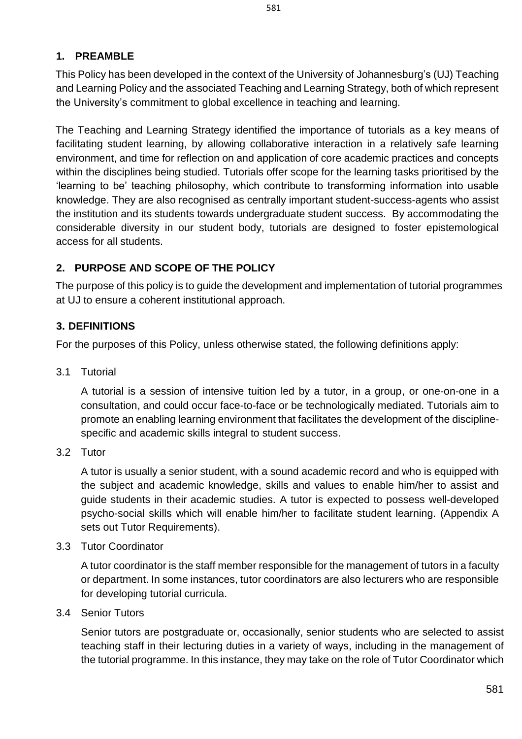## 1. PREAMBLE

This Policy has been developed in the context of the University of Johannesburg's (UJ) Teaching and Learning Policy and the associated Teaching and Learning Strategy, both of which represent the University's commitment to global excellence in teaching and learning.

The Teaching and Learning Strategy identified the importance of tutorials as a key means of facilitating student learning, by allowing collaborative interaction in a relatively safe learning environment, and time for reflection on and application of core academic practices and concepts within the disciplines being studied. Tutorials offer scope for the learning tasks prioritised by the 'learning to be' teaching philosophy, which contribute to transforming information into usable knowledge. They are also recognised as centrally important student-success-agents who assist the institution and its students towards undergraduate student success. By accommodating the considerable diversity in our student body, tutorials are designed to foster epistemological access for all students.

## 2. PURPOSE AND SCOPE OF THE POLICY

The purpose of this policy is to guide the development and implementation of tutorial programmes at UJ to ensure a coherent institutional approach.

## 3. DEFINITIONS

For the purposes of this Policy, unless otherwise stated, the following definitions apply:

3.1 Tutorial

A tutorial is a session of intensive tuition led by a tutor, in a group, or one-on-one in a consultation, and could occur face-to-face or be technologically mediated. Tutorials aim to promote an enabling learning environment that facilitates the development of the discipline-specific and academic skills integral to student success.

3.2 Tutor

A tutor is usually a senior student, with a sound academic record and who is equipped with the subject and academic knowledge, skills and values to enable him/her to assist and guide students in their academic studies. A tutor is expected to possess well-developed psycho-social skills which will enable him/her to facilitate student learning. (Appendix A sets out Tutor Requirements).

3.3 Tutor Coordinator

A tutor coordinator is the staff member responsible for the management of tutors in a faculty or department. In some instances, tutor coordinators are also lecturers who are responsible for developing tutorial curricula.

3.4 Senior Tutors

Senior tutors are postgraduate or, occasionally, senior students who are selected to assist teaching staff in their lecturing duties in a variety of ways, including in the management of the tutorial programme. In this instance, they may take on the role of Tutor Coordinator which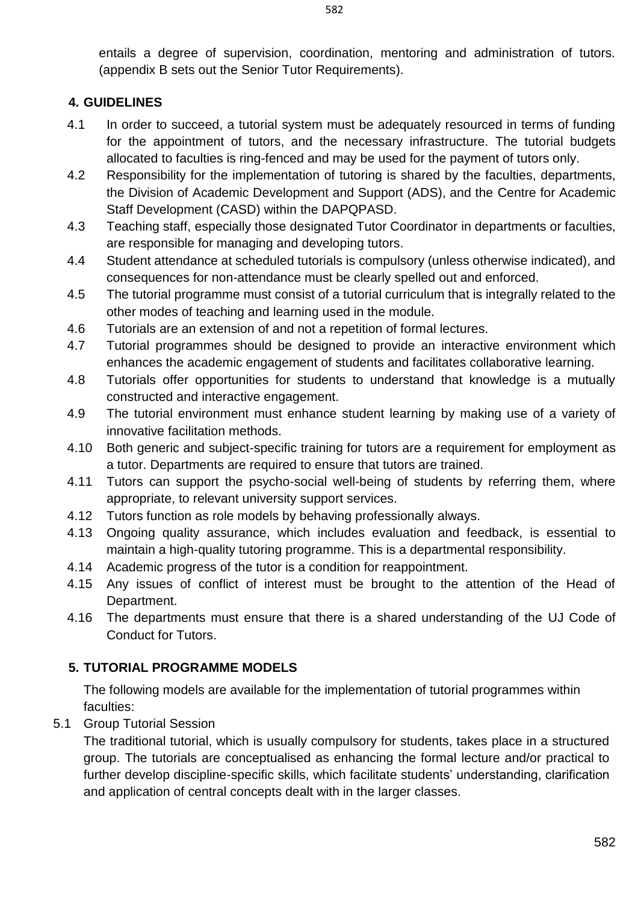entails a degree of supervision, coordination, mentoring and administration of tutors. (appendix B sets out the Senior Tutor Requirements).

## 4. GUIDELINES

4.1 In order to succeed, a tutorial system must be adequately resourced in terms of funding for the appointment of tutors, and the necessary infrastructure. The tutorial budgets allocated to faculties is ring-fenced and may be used for the payment of tutors only.

4.2 Responsibility for the implementation of tutoring is shared by the faculties, departments, the Division of Academic Development and Support (ADS), and the Centre for Academic Staff Development (CASD) within the DAPQPASD.

4.3 Teaching staff, especially those designated Tutor Coordinator in departments or faculties, are responsible for managing and developing tutors.

4.4 Student attendance at scheduled tutorials is compulsory (unless otherwise indicated), and consequences for non-attendance must be clearly spelled out and enforced.

4.5 The tutorial programme must consist of a tutorial curriculum that is integrally related to the other modes of teaching and learning used in the module.

4.6 Tutorials are an extension of and not a repetition of formal lectures.

4.7 Tutorial programmes should be designed to provide an interactive environment which enhances the academic engagement of students and facilitates collaborative learning.

4.8 Tutorials offer opportunities for students to understand that knowledge is a mutually constructed and interactive engagement.

4.9 The tutorial environment must enhance student learning by making use of a variety of innovative facilitation methods.

4.10 Both generic and subject-specific training for tutors are a requirement for employment as a tutor. Departments are required to ensure that tutors are trained.

4.11 Tutors can support the psycho-social well-being of students by referring them, where appropriate, to relevant university support services.

4.12 Tutors function as role models by behaving professionally always.

4.13 Ongoing quality assurance, which includes evaluation and feedback, is essential to maintain a high-quality tutoring programme. This is a departmental responsibility.

4.14 Academic progress of the tutor is a condition for reappointment.

4.15 Any issues of conflict of interest must be brought to the attention of the Head of Department.

4.16 The departments must ensure that there is a shared understanding of the UJ Code of Conduct for Tutors.

## 5. TUTORIAL PROGRAMME MODELS

The following models are available for the implementation of tutorial programmes within faculties:

5.1 Group Tutorial Session

The traditional tutorial, which is usually compulsory for students, takes place in a structured group. The tutorials are conceptualised as enhancing the formal lecture and/or practical to further develop discipline-specific skills, which facilitate students' understanding, clarification and application of central concepts dealt with in the larger classes.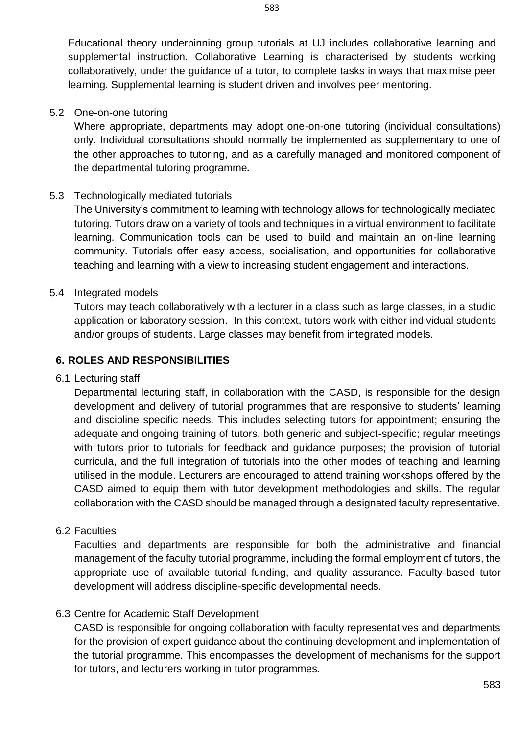Educational theory underpinning group tutorials at UJ includes collaborative learning and supplemental instruction. Collaborative Learning is characterised by students working collaboratively, under the guidance of a tutor, to complete tasks in ways that maximise peer learning. Supplemental learning is student driven and involves peer mentoring.

5.2 One-on-one tutoring

Where appropriate, departments may adopt one-on-one tutoring (individual consultations) only. Individual consultations should normally be implemented as supplementary to one of the other approaches to tutoring, and as a carefully managed and monitored component of the departmental tutoring programme*.*

5.3 Technologically mediated tutorials

The University's commitment to learning with technology allows for technologically mediated tutoring. Tutors draw on a variety of tools and techniques in a virtual environment to facilitate learning. Communication tools can be used to build and maintain an on-line learning community. Tutorials offer easy access, socialisation, and opportunities for collaborative teaching and learning with a view to increasing student engagement and interactions.

5.4 Integrated models

Tutors may teach collaboratively with a lecturer in a class such as large classes, in a studio application or laboratory session. In this context, tutors work with either individual students and/or groups of students. Large classes may benefit from integrated models.

## 6. ROLES AND RESPONSIBILITIES

6.1 Lecturing staff

Departmental lecturing staff, in collaboration with the CASD, is responsible for the design development and delivery of tutorial programmes that are responsive to students' learning and discipline specific needs. This includes selecting tutors for appointment; ensuring the adequate and ongoing training of tutors, both generic and subject-specific; regular meetings with tutors prior to tutorials for feedback and guidance purposes; the provision of tutorial curricula, and the full integration of tutorials into the other modes of teaching and learning utilised in the module. Lecturers are encouraged to attend training workshops offered by the CASD aimed to equip them with tutor development methodologies and skills. The regular collaboration with the CASD should be managed through a designated faculty representative.

6.2 Faculties

Faculties and departments are responsible for both the administrative and financial management of the faculty tutorial programme, including the formal employment of tutors, the appropriate use of available tutorial funding, and quality assurance. Faculty-based tutor development will address discipline-specific developmental needs.

6.3 Centre for Academic Staff Development

CASD is responsible for ongoing collaboration with faculty representatives and departments for the provision of expert guidance about the continuing development and implementation of the tutorial programme. This encompasses the development of mechanisms for the support for tutors, and lecturers working in tutor programmes.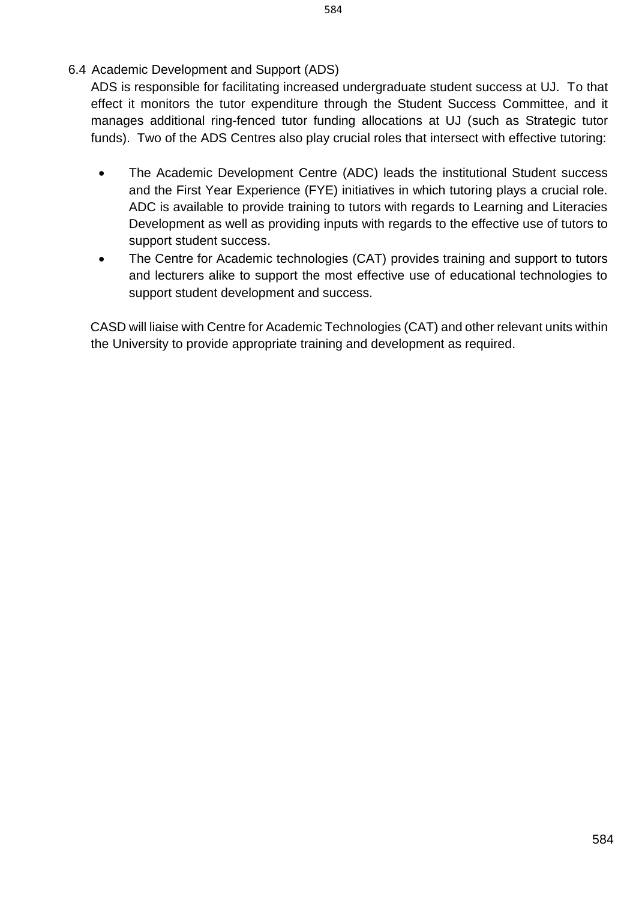### 6.4 Academic Development and Support (ADS)

ADS is responsible for facilitating increased undergraduate student success at UJ. To that effect it monitors the tutor expenditure through the Student Success Committee, and it manages additional ring-fenced tutor funding allocations at UJ (such as Strategic tutor funds). Two of the ADS Centres also play crucial roles that intersect with effective tutoring:

- The Academic Development Centre (ADC) leads the institutional Student success and the First Year Experience (FYE) initiatives in which tutoring plays a crucial role. ADC is available to provide training to tutors with regards to Learning and Literacies Development as well as providing inputs with regards to the effective use of tutors to support student success.
- The Centre for Academic technologies (CAT) provides training and support to tutors and lecturers alike to support the most effective use of educational technologies to support student development and success.

CASD will liaise with Centre for Academic Technologies (CAT) and other relevant units within the University to provide appropriate training and development as required.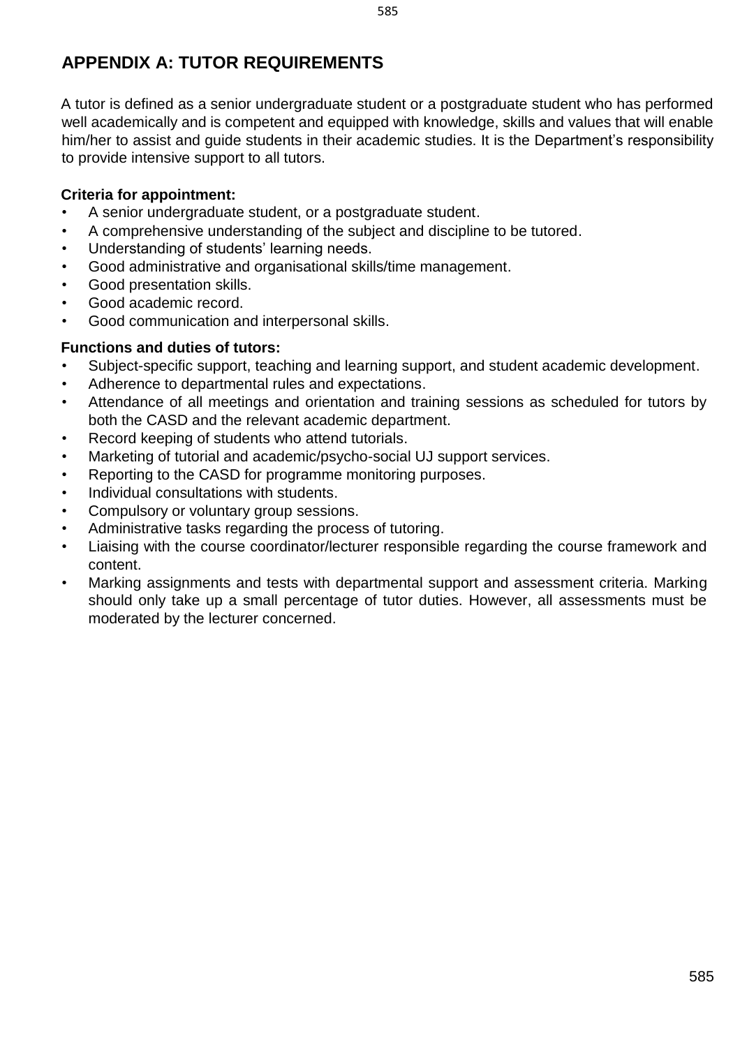## APPENDIX A: TUTOR REQUIREMENTS

A tutor is defined as a senior undergraduate student or a postgraduate student who has performed well academically and is competent and equipped with knowledge, skills and values that will enable him/her to assist and guide students in their academic studies. It is the Department's responsibility to provide intensive support to all tutors.

**Criteria for appointment:**

- A senior undergraduate student, or a postgraduate student.
- A comprehensive understanding of the subject and discipline to be tutored.
- Understanding of students' learning needs.
- Good administrative and organisational skills/time management.
- Good presentation skills.
- Good academic record.
- Good communication and interpersonal skills.

**Functions and duties of tutors:**

- Subject-specific support, teaching and learning support, and student academic development.
- Adherence to departmental rules and expectations.
- Attendance of all meetings and orientation and training sessions as scheduled for tutors by both the CASD and the relevant academic department.
- Record keeping of students who attend tutorials.
- Marketing of tutorial and academic/psycho-social UJ support services.
- Reporting to the CASD for programme monitoring purposes.
- Individual consultations with students.
- Compulsory or voluntary group sessions.
- Administrative tasks regarding the process of tutoring.
- Liaising with the course coordinator/lecturer responsible regarding the course framework and content.
- Marking assignments and tests with departmental support and assessment criteria. Marking should only take up a small percentage of tutor duties. However, all assessments must be moderated by the lecturer concerned.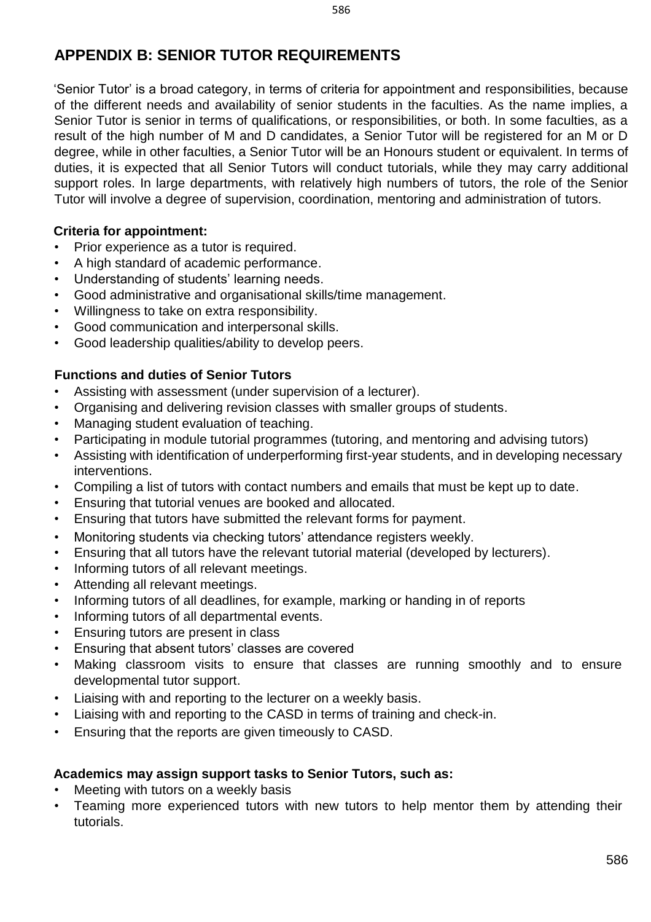## APPENDIX B: SENIOR TUTOR REQUIREMENTS

'Senior Tutor' is a broad category, in terms of criteria for appointment and responsibilities, because of the different needs and availability of senior students in the faculties. As the name implies, a Senior Tutor is senior in terms of qualifications, or responsibilities, or both. In some faculties, as a result of the high number of M and D candidates, a Senior Tutor will be registered for an M or D degree, while in other faculties, a Senior Tutor will be an Honours student or equivalent. In terms of duties, it is expected that all Senior Tutors will conduct tutorials, while they may carry additional support roles. In large departments, with relatively high numbers of tutors, the role of the Senior Tutor will involve a degree of supervision, coordination, mentoring and administration of tutors.

**Criteria for appointment:**

- Prior experience as a tutor is required.
- A high standard of academic performance.
- Understanding of students' learning needs.
- Good administrative and organisational skills/time management.
- Willingness to take on extra responsibility.
- Good communication and interpersonal skills.
- Good leadership qualities/ability to develop peers.

**Functions and duties of Senior Tutors**

- Assisting with assessment (under supervision of a lecturer).
- Organising and delivering revision classes with smaller groups of students.
- Managing student evaluation of teaching.
- Participating in module tutorial programmes (tutoring, and mentoring and advising tutors)
- Assisting with identification of underperforming first-year students, and in developing necessary interventions.
- Compiling a list of tutors with contact numbers and emails that must be kept up to date.
- Ensuring that tutorial venues are booked and allocated.
- Ensuring that tutors have submitted the relevant forms for payment.
- Monitoring students via checking tutors' attendance registers weekly.
- Ensuring that all tutors have the relevant tutorial material (developed by lecturers).
- Informing tutors of all relevant meetings.
- Attending all relevant meetings.
- Informing tutors of all deadlines, for example, marking or handing in of reports
- Informing tutors of all departmental events.
- Ensuring tutors are present in class
- Ensuring that absent tutors' classes are covered
- Making classroom visits to ensure that classes are running smoothly and to ensure developmental tutor support.
- Liaising with and reporting to the lecturer on a weekly basis.
- Liaising with and reporting to the CASD in terms of training and check-in.
- Ensuring that the reports are given timeously to CASD.

**Academics may assign support tasks to Senior Tutors, such as:**

- Meeting with tutors on a weekly basis
- Teaming more experienced tutors with new tutors to help mentor them by attending their tutorials.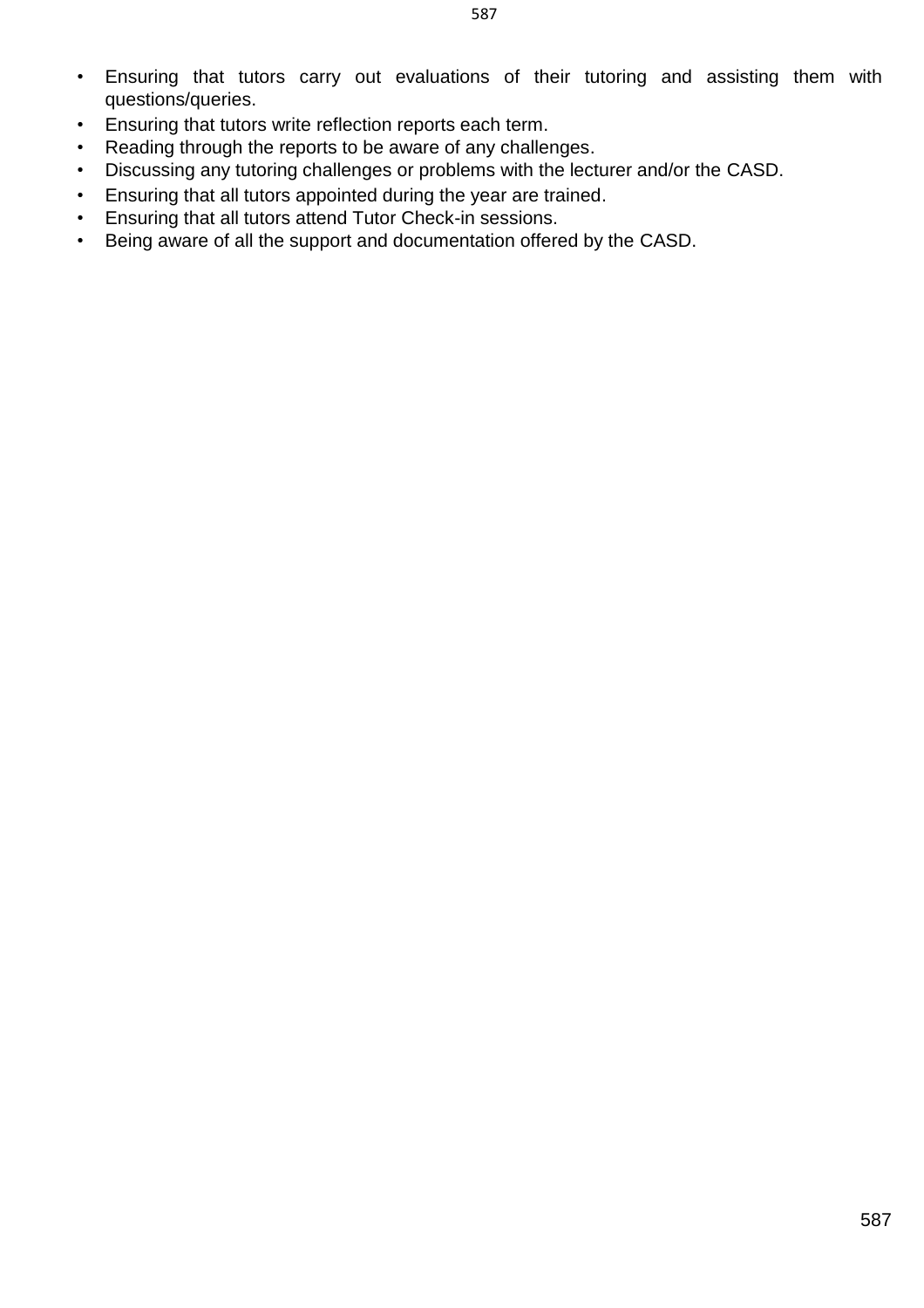- Ensuring that tutors carry out evaluations of their tutoring and assisting them with questions/queries.
- Ensuring that tutors write reflection reports each term.
- Reading through the reports to be aware of any challenges.
- Discussing any tutoring challenges or problems with the lecturer and/or the CASD.
- Ensuring that all tutors appointed during the year are trained.
- Ensuring that all tutors attend Tutor Check-in sessions.
- Being aware of all the support and documentation offered by the CASD.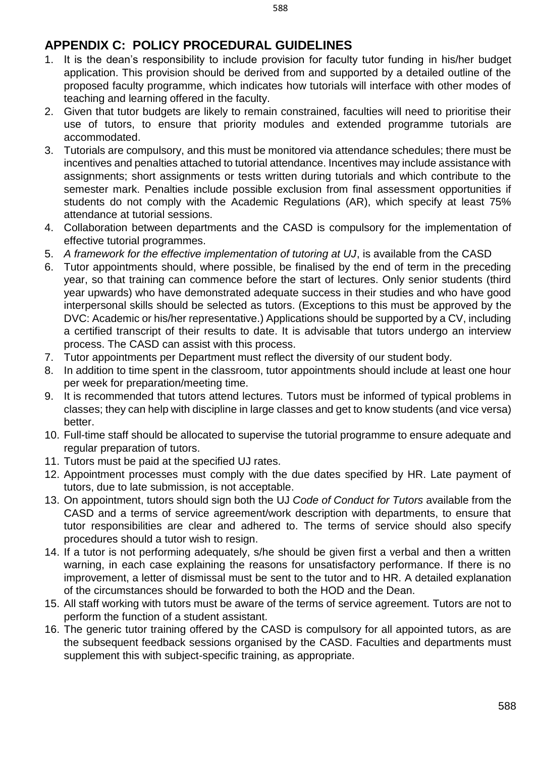## APPENDIX C: POLICY PROCEDURAL GUIDELINES

1. It is the dean's responsibility to include provision for faculty tutor funding in his/her budget application. This provision should be derived from and supported by a detailed outline of the proposed faculty programme, which indicates how tutorials will interface with other modes of teaching and learning offered in the faculty.
2. Given that tutor budgets are likely to remain constrained, faculties will need to prioritise their use of tutors, to ensure that priority modules and extended programme tutorials are accommodated.
3. Tutorials are compulsory, and this must be monitored via attendance schedules; there must be incentives and penalties attached to tutorial attendance. Incentives may include assistance with assignments; short assignments or tests written during tutorials and which contribute to the semester mark. Penalties include possible exclusion from final assessment opportunities if students do not comply with the Academic Regulations (AR), which specify at least 75% attendance at tutorial sessions.
4. Collaboration between departments and the CASD is compulsory for the implementation of effective tutorial programmes.
5. *A framework for the effective implementation of tutoring at UJ*, is available from the CASD
6. Tutor appointments should, where possible, be finalised by the end of term in the preceding year, so that training can commence before the start of lectures. Only senior students (third year upwards) who have demonstrated adequate success in their studies and who have good interpersonal skills should be selected as tutors. (Exceptions to this must be approved by the DVC: Academic or his/her representative.) Applications should be supported by a CV, including a certified transcript of their results to date. It is advisable that tutors undergo an interview process. The CASD can assist with this process.
7. Tutor appointments per Department must reflect the diversity of our student body.
8. In addition to time spent in the classroom, tutor appointments should include at least one hour per week for preparation/meeting time.
9. It is recommended that tutors attend lectures. Tutors must be informed of typical problems in classes; they can help with discipline in large classes and get to know students (and vice versa) better.
10. Full-time staff should be allocated to supervise the tutorial programme to ensure adequate and regular preparation of tutors.
11. Tutors must be paid at the specified UJ rates.
12. Appointment processes must comply with the due dates specified by HR. Late payment of tutors, due to late submission, is not acceptable.
13. On appointment, tutors should sign both the UJ *Code of Conduct for Tutors* available from the CASD and a terms of service agreement/work description with departments, to ensure that tutor responsibilities are clear and adhered to. The terms of service should also specify procedures should a tutor wish to resign.
14. If a tutor is not performing adequately, s/he should be given first a verbal and then a written warning, in each case explaining the reasons for unsatisfactory performance. If there is no improvement, a letter of dismissal must be sent to the tutor and to HR. A detailed explanation of the circumstances should be forwarded to both the HOD and the Dean.
15. All staff working with tutors must be aware of the terms of service agreement. Tutors are not to perform the function of a student assistant.
16. The generic tutor training offered by the CASD is compulsory for all appointed tutors, as are the subsequent feedback sessions organised by the CASD. Faculties and departments must supplement this with subject-specific training, as appropriate.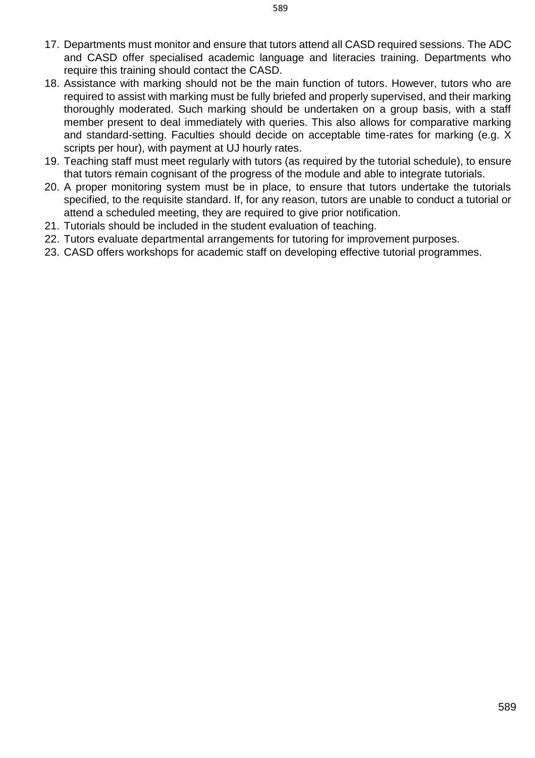17. Departments must monitor and ensure that tutors attend all CASD required sessions. The ADC and CASD offer specialised academic language and literacies training. Departments who require this training should contact the CASD.
18. Assistance with marking should not be the main function of tutors. However, tutors who are required to assist with marking must be fully briefed and properly supervised, and their marking thoroughly moderated. Such marking should be undertaken on a group basis, with a staff member present to deal immediately with queries. This also allows for comparative marking and standard-setting. Faculties should decide on acceptable time-rates for marking (e.g. X scripts per hour), with payment at UJ hourly rates.
19. Teaching staff must meet regularly with tutors (as required by the tutorial schedule), to ensure that tutors remain cognisant of the progress of the module and able to integrate tutorials.
20. A proper monitoring system must be in place, to ensure that tutors undertake the tutorials specified, to the requisite standard. If, for any reason, tutors are unable to conduct a tutorial or attend a scheduled meeting, they are required to give prior notification.
21. Tutorials should be included in the student evaluation of teaching.
22. Tutors evaluate departmental arrangements for tutoring for improvement purposes.
23. CASD offers workshops for academic staff on developing effective tutorial programmes.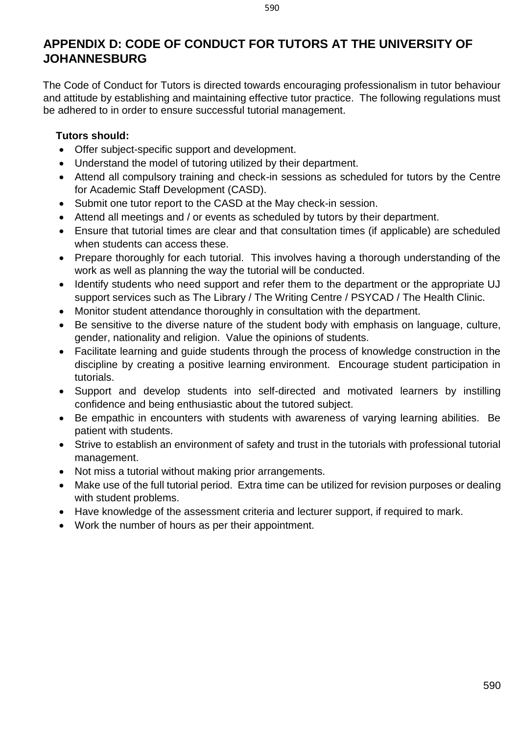## APPENDIX D: CODE OF CONDUCT FOR TUTORS AT THE UNIVERSITY OF JOHANNESBURG

The Code of Conduct for Tutors is directed towards encouraging professionalism in tutor behaviour and attitude by establishing and maintaining effective tutor practice. The following regulations must be adhered to in order to ensure successful tutorial management.

**Tutors should:**

- Offer subject-specific support and development.
- Understand the model of tutoring utilized by their department.
- Attend all compulsory training and check-in sessions as scheduled for tutors by the Centre for Academic Staff Development (CASD).
- Submit one tutor report to the CASD at the May check-in session.
- Attend all meetings and / or events as scheduled by tutors by their department.
- Ensure that tutorial times are clear and that consultation times (if applicable) are scheduled when students can access these.
- Prepare thoroughly for each tutorial. This involves having a thorough understanding of the work as well as planning the way the tutorial will be conducted.
- Identify students who need support and refer them to the department or the appropriate UJ support services such as The Library / The Writing Centre / PSYCAD / The Health Clinic.
- Monitor student attendance thoroughly in consultation with the department.
- Be sensitive to the diverse nature of the student body with emphasis on language, culture, gender, nationality and religion. Value the opinions of students.
- Facilitate learning and guide students through the process of knowledge construction in the discipline by creating a positive learning environment. Encourage student participation in tutorials.
- Support and develop students into self-directed and motivated learners by instilling confidence and being enthusiastic about the tutored subject.
- Be empathic in encounters with students with awareness of varying learning abilities. Be patient with students.
- Strive to establish an environment of safety and trust in the tutorials with professional tutorial management.
- Not miss a tutorial without making prior arrangements.
- Make use of the full tutorial period. Extra time can be utilized for revision purposes or dealing with student problems.
- Have knowledge of the assessment criteria and lecturer support, if required to mark.
- Work the number of hours as per their appointment.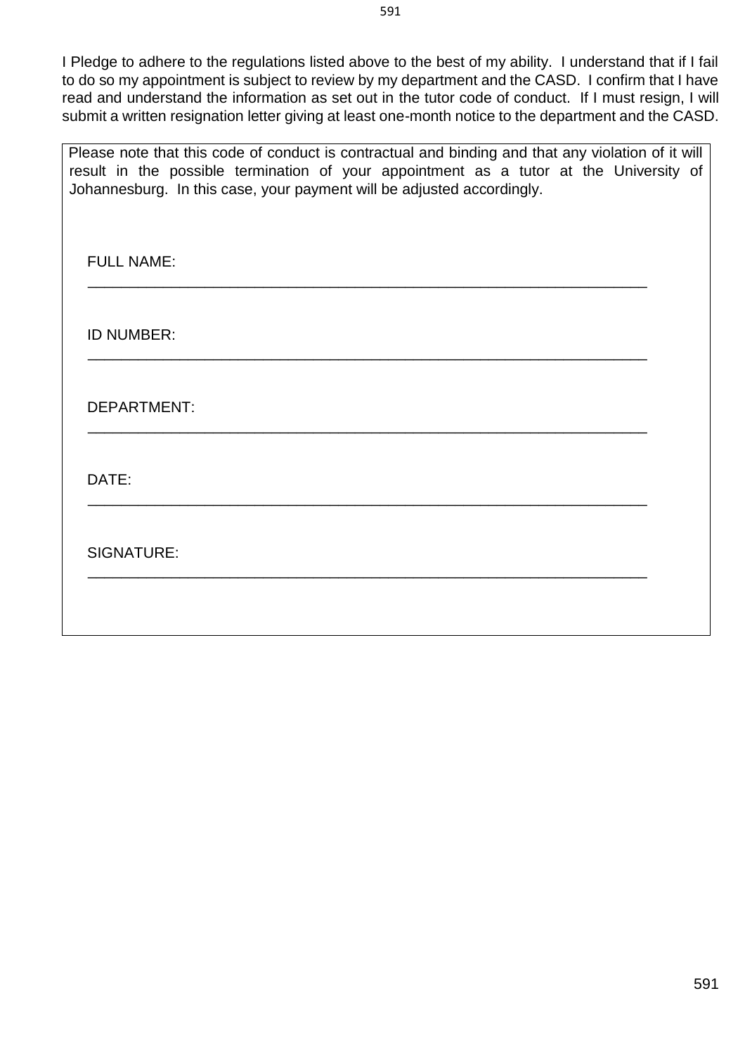I Pledge to adhere to the regulations listed above to the best of my ability. I understand that if I fail to do so my appointment is subject to review by my department and the CASD. I confirm that I have read and understand the information as set out in the tutor code of conduct. If I must resign, I will submit a written resignation letter giving at least one-month notice to the department and the CASD.

Please note that this code of conduct is contractual and binding and that any violation of it will result in the possible termination of your appointment as a tutor at the University of Johannesburg. In this case, your payment will be adjusted accordingly.

FULL NAME: ___________________________________________________________________

ID NUMBER: ___________________________________________________________________

DEPARTMENT: ___________________________________________________________________

DATE: ___________________________________________________________________

SIGNATURE: ___________________________________________________________________